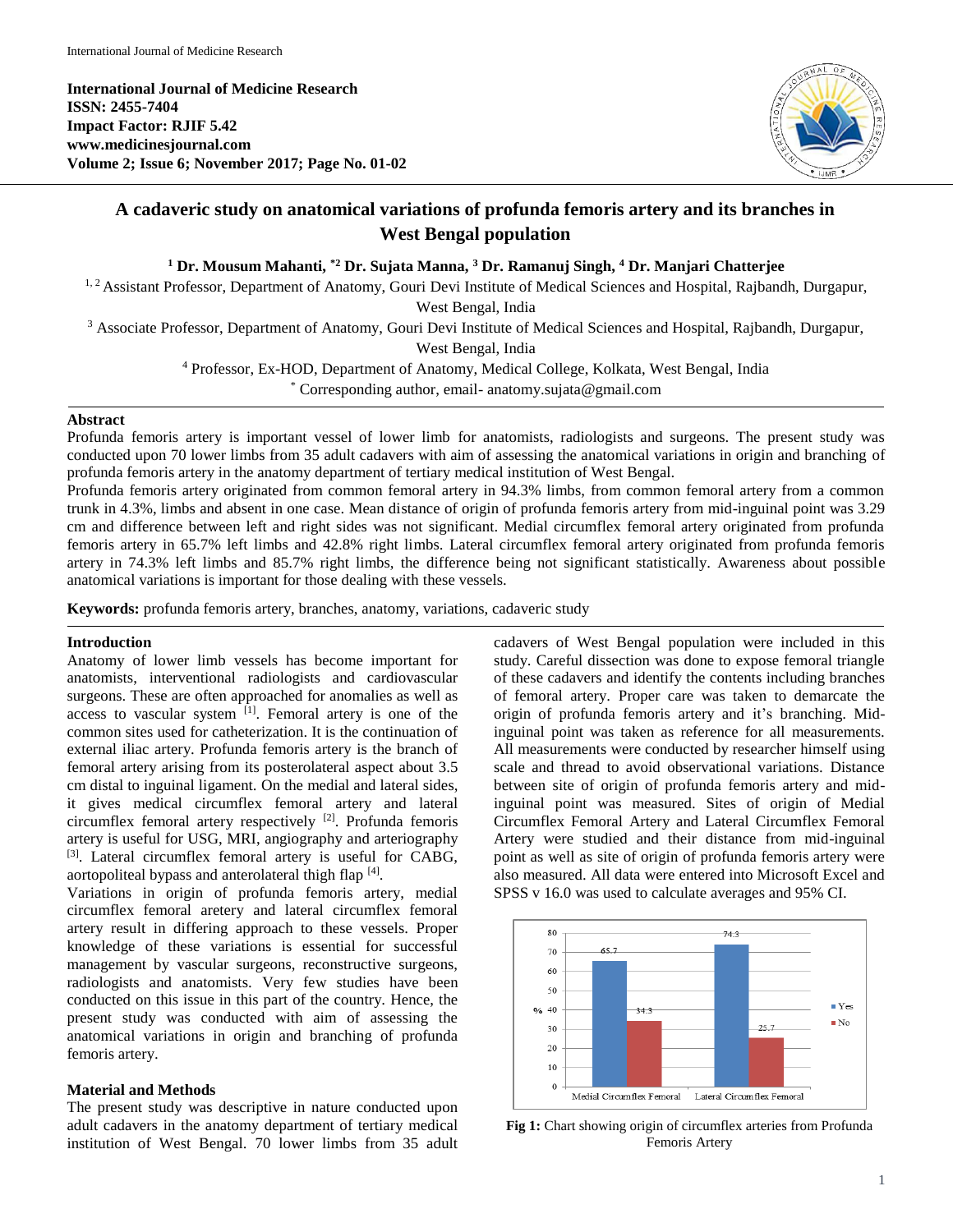International Journal of Medicine Research
ISSN: 2455-7404
Impact Factor: RJIF 5.42
www.medicinesjournal.com
Volume 2; Issue 6; November 2017; Page No. 01-02

# A cadaveric study on anatomical variations of profunda femoris artery and its branches in West Bengal population

[1] Dr. Mousum Mahanti, *[2] Dr. Sujata Manna, [3] Dr. Ramanuj Singh, [4] Dr. Manjari Chatterjee

[1, 2] Assistant Professor, Department of Anatomy, Gouri Devi Institute of Medical Sciences and Hospital, Rajbandh, Durgapur, West Bengal, India

[3] Associate Professor, Department of Anatomy, Gouri Devi Institute of Medical Sciences and Hospital, Rajbandh, Durgapur, West Bengal, India

[4] Professor, Ex-HOD, Department of Anatomy, Medical College, Kolkata, West Bengal, India

* Corresponding author, email- anatomy.sujata@gmail.com

## Abstract

Profunda femoris artery is important vessel of lower limb for anatomists, radiologists and surgeons. The present study was conducted upon 70 lower limbs from 35 adult cadavers with aim of assessing the anatomical variations in origin and branching of profunda femoris artery in the anatomy department of tertiary medical institution of West Bengal.

Profunda femoris artery originated from common femoral artery in 94.3% limbs, from common femoral artery from a common trunk in 4.3%, limbs and absent in one case. Mean distance of origin of profunda femoris artery from mid-inguinal point was 3.29 cm and difference between left and right sides was not significant. Medial circumflex femoral artery originated from profunda femoris artery in 65.7% left limbs and 42.8% right limbs. Lateral circumflex femoral artery originated from profunda femoris artery in 74.3% left limbs and 85.7% right limbs, the difference being not significant statistically. Awareness about possible anatomical variations is important for those dealing with these vessels.

**Keywords:** profunda femoris artery, branches, anatomy, variations, cadaveric study

## Introduction

Anatomy of lower limb vessels has become important for anatomists, interventional radiologists and cardiovascular surgeons. These are often approached for anomalies as well as access to vascular system [1]. Femoral artery is one of the common sites used for catheterization. It is the continuation of external iliac artery. Profunda femoris artery is the branch of femoral artery arising from its posterolateral aspect about 3.5 cm distal to inguinal ligament. On the medial and lateral sides, it gives medical circumflex femoral artery and lateral circumflex femoral artery respectively [2]. Profunda femoris artery is useful for USG, MRI, angiography and arteriography [3]. Lateral circumflex femoral artery is useful for CABG, aortopoliteal bypass and anterolateral thigh flap [4].

Variations in origin of profunda femoris artery, medial circumflex femoral aretery and lateral circumflex femoral artery result in differing approach to these vessels. Proper knowledge of these variations is essential for successful management by vascular surgeons, reconstructive surgeons, radiologists and anatomists. Very few studies have been conducted on this issue in this part of the country. Hence, the present study was conducted with aim of assessing the anatomical variations in origin and branching of profunda femoris artery.

## Material and Methods

The present study was descriptive in nature conducted upon adult cadavers in the anatomy department of tertiary medical institution of West Bengal. 70 lower limbs from 35 adult cadavers of West Bengal population were included in this study. Careful dissection was done to expose femoral triangle of these cadavers and identify the contents including branches of femoral artery. Proper care was taken to demarcate the origin of profunda femoris artery and it's branching. Mid-inguinal point was taken as reference for all measurements. All measurements were conducted by researcher himself using scale and thread to avoid observational variations. Distance between site of origin of profunda femoris artery and mid-inguinal point was measured. Sites of origin of Medial Circumflex Femoral Artery and Lateral Circumflex Femoral Artery were studied and their distance from mid-inguinal point as well as site of origin of profunda femoris artery were also measured. All data were entered into Microsoft Excel and SPSS v 16.0 was used to calculate averages and 95% CI.

| % | Yes | No |
|---|---|---|
| Medial Circumflex Femoral | 65.7 | 34.3 |
| Lateral Circumflex Femoral | 74.3 | 25.7 |

**Fig 1:** Chart showing origin of circumflex arteries from Profunda Femoris Artery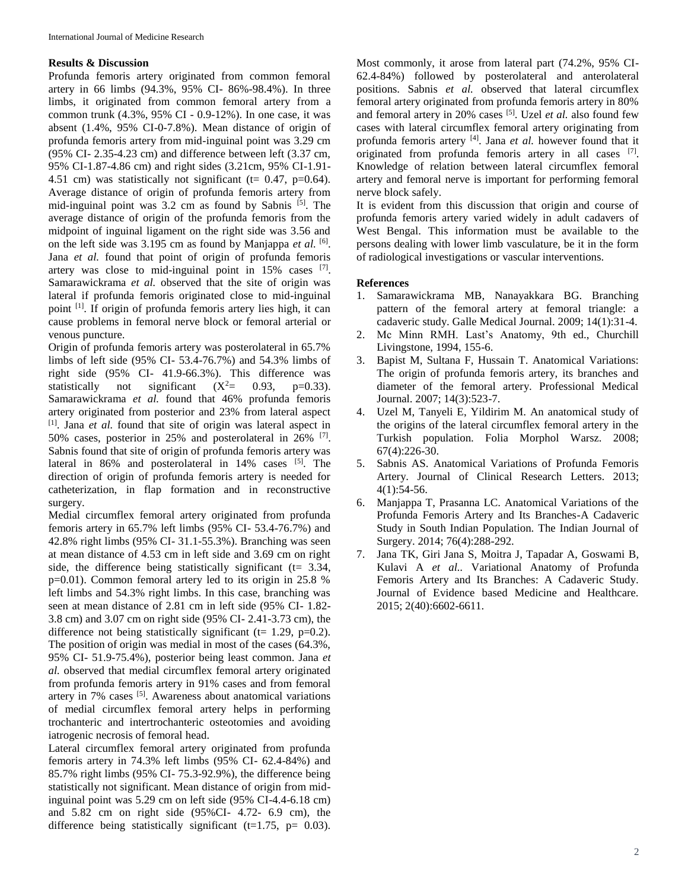## Results & Discussion

Profunda femoris artery originated from common femoral artery in 66 limbs (94.3%, 95% CI- 86%-98.4%). In three limbs, it originated from common femoral artery from a common trunk (4.3%, 95% CI - 0.9-12%). In one case, it was absent (1.4%, 95% CI-0-7.8%). Mean distance of origin of profunda femoris artery from mid-inguinal point was 3.29 cm (95% CI- 2.35-4.23 cm) and difference between left (3.37 cm, 95% CI-1.87-4.86 cm) and right sides (3.21cm, 95% CI-1.91-4.51 cm) was statistically not significant (t= 0.47, p=0.64). Average distance of origin of profunda femoris artery from mid-inguinal point was 3.2 cm as found by Sabnis [5]. The average distance of origin of the profunda femoris from the midpoint of inguinal ligament on the right side was 3.56 and on the left side was 3.195 cm as found by Manjappa *et al.* [6]. Jana *et al.* found that point of origin of profunda femoris artery was close to mid-inguinal point in 15% cases [7]. Samarawickrama *et al.* observed that the site of origin was lateral if profunda femoris originated close to mid-inguinal point [1]. If origin of profunda femoris artery lies high, it can cause problems in femoral nerve block or femoral arterial or venous puncture.

Origin of profunda femoris artery was posterolateral in 65.7% limbs of left side (95% CI- 53.4-76.7%) and 54.3% limbs of right side (95% CI- 41.9-66.3%). This difference was statistically not significant ($X^2$= 0.93, p=0.33). Samarawickrama *et al.* found that 46% profunda femoris artery originated from posterior and 23% from lateral aspect [1]. Jana *et al.* found that site of origin was lateral aspect in 50% cases, posterior in 25% and posterolateral in 26% [7]. Sabnis found that site of origin of profunda femoris artery was lateral in 86% and posterolateral in 14% cases [5]. The direction of origin of profunda femoris artery is needed for catheterization, in flap formation and in reconstructive surgery.

Medial circumflex femoral artery originated from profunda femoris artery in 65.7% left limbs (95% CI- 53.4-76.7%) and 42.8% right limbs (95% CI- 31.1-55.3%). Branching was seen at mean distance of 4.53 cm in left side and 3.69 cm on right side, the difference being statistically significant (t= 3.34, p=0.01). Common femoral artery led to its origin in 25.8 % left limbs and 54.3% right limbs. In this case, branching was seen at mean distance of 2.81 cm in left side (95% CI- 1.82-3.8 cm) and 3.07 cm on right side (95% CI- 2.41-3.73 cm), the difference not being statistically significant (t= 1.29, p=0.2). The position of origin was medial in most of the cases (64.3%, 95% CI- 51.9-75.4%), posterior being least common. Jana *et al.* observed that medial circumflex femoral artery originated from profunda femoris artery in 91% cases and from femoral artery in 7% cases [5]. Awareness about anatomical variations of medial circumflex femoral artery helps in performing trochanteric and intertrochanteric osteotomies and avoiding iatrogenic necrosis of femoral head.

Lateral circumflex femoral artery originated from profunda femoris artery in 74.3% left limbs (95% CI- 62.4-84%) and 85.7% right limbs (95% CI- 75.3-92.9%), the difference being statistically not significant. Mean distance of origin from mid-inguinal point was 5.29 cm on left side (95% CI-4.4-6.18 cm) and 5.82 cm on right side (95%CI- 4.72- 6.9 cm), the difference being statistically significant (t=1.75, p= 0.03). Most commonly, it arose from lateral part (74.2%, 95% CI-62.4-84%) followed by posterolateral and anterolateral positions. Sabnis *et al.* observed that lateral circumflex femoral artery originated from profunda femoris artery in 80% and femoral artery in 20% cases [5]. Uzel *et al.* also found few cases with lateral circumflex femoral artery originating from profunda femoris artery [4]. Jana *et al.* however found that it originated from profunda femoris artery in all cases [7]. Knowledge of relation between lateral circumflex femoral artery and femoral nerve is important for performing femoral nerve block safely.

It is evident from this discussion that origin and course of profunda femoris artery varied widely in adult cadavers of West Bengal. This information must be available to the persons dealing with lower limb vasculature, be it in the form of radiological investigations or vascular interventions.

## References

1. Samarawickrama MB, Nanayakkara BG. Branching pattern of the femoral artery at femoral triangle: a cadaveric study. Galle Medical Journal. 2009; 14(1):31-4.
2. Mc Minn RMH. Last's Anatomy, 9th ed., Churchill Livingstone, 1994, 155-6.
3. Bapist M, Sultana F, Hussain T. Anatomical Variations: The origin of profunda femoris artery, its branches and diameter of the femoral artery. Professional Medical Journal. 2007; 14(3):523-7.
4. Uzel M, Tanyeli E, Yildirim M. An anatomical study of the origins of the lateral circumflex femoral artery in the Turkish population. Folia Morphol Warsz. 2008; 67(4):226-30.
5. Sabnis AS. Anatomical Variations of Profunda Femoris Artery. Journal of Clinical Research Letters. 2013; 4(1):54-56.
6. Manjappa T, Prasanna LC. Anatomical Variations of the Profunda Femoris Artery and Its Branches-A Cadaveric Study in South Indian Population. The Indian Journal of Surgery. 2014; 76(4):288-292.
7. Jana TK, Giri Jana S, Moitra J, Tapadar A, Goswami B, Kulavi A *et al.*. Variational Anatomy of Profunda Femoris Artery and Its Branches: A Cadaveric Study. Journal of Evidence based Medicine and Healthcare. 2015; 2(40):6602-6611.